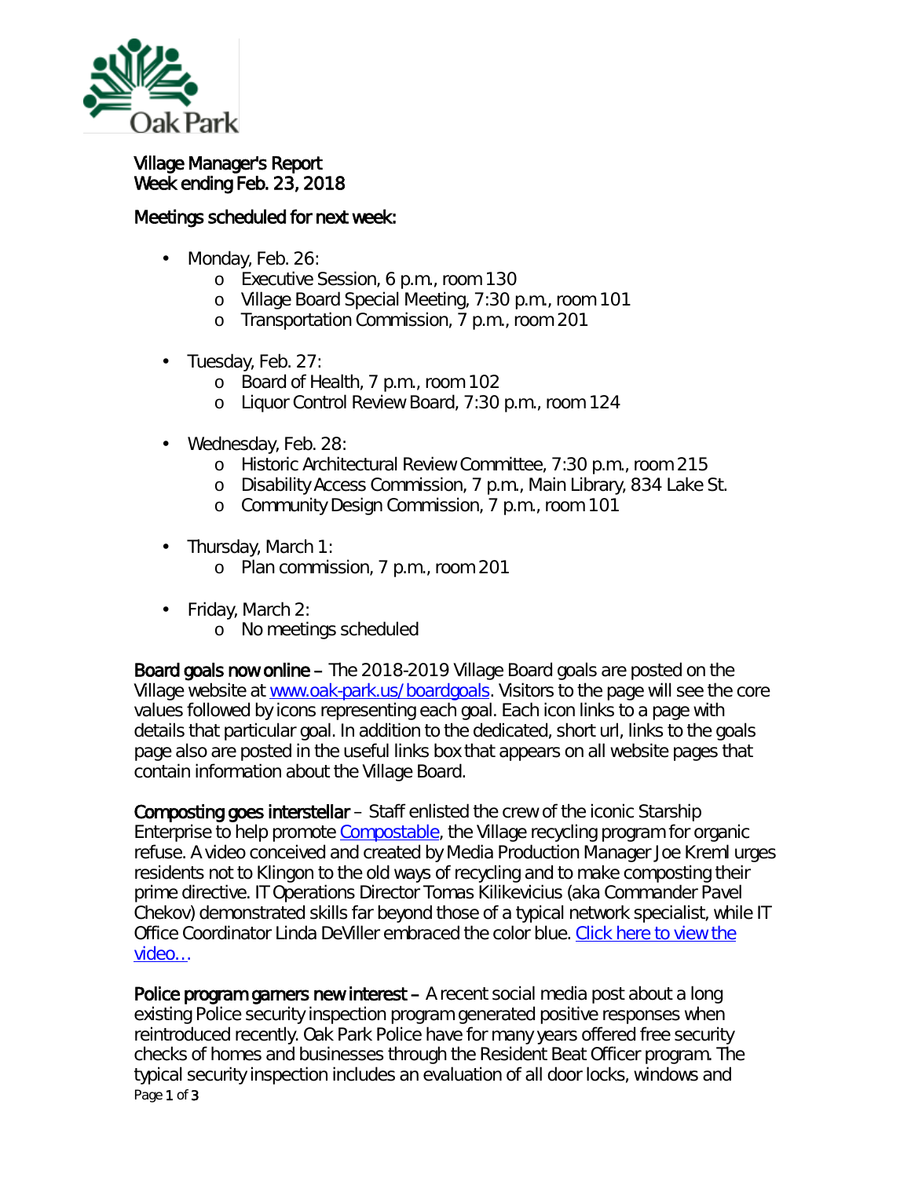# Village Manager's Report
## Week ending Feb. 23, 2018

### Meetings scheduled for next week:

- Monday, Feb. 26:
  - Executive Session, 6 p.m., room 130
  - Village Board Special Meeting, 7:30 p.m., room 101
  - Transportation Commission, 7 p.m., room 201
- Tuesday, Feb. 27:
  - Board of Health, 7 p.m., room 102
  - Liquor Control Review Board, 7:30 p.m., room 124
- Wednesday, Feb. 28:
  - Historic Architectural Review Committee, 7:30 p.m., room 215
  - Disability Access Commission, 7 p.m., Main Library, 834 Lake St.
  - Community Design Commission, 7 p.m., room 101
- Thursday, March 1:
  - Plan commission, 7 p.m., room 201
- Friday, March 2:
  - No meetings scheduled

**Board goals now online** – The 2018-2019 Village Board goals are posted on the Village website at [www.oak-park.us/boardgoals](www.oak-park.us/boardgoals). Visitors to the page will see the core values followed by icons representing each goal. Each icon links to a page with details that particular goal. In addition to the dedicated, short url, links to the goals page also are posted in the useful links box that appears on all website pages that contain information about the Village Board.

**Composting goes interstellar** – Staff enlisted the crew of the iconic Starship Enterprise to help promote [Compostable](), the Village recycling program for organic refuse. A video conceived and created by Media Production Manager Joe Kreml urges residents not to Klingon to the old ways of recycling and to make composting their prime directive. IT Operations Director Tomas Kilikevicius (aka Commander Pavel Chekov) demonstrated skills far beyond those of a typical network specialist, while IT Office Coordinator Linda DeViller embraced the color blue. [Click here to view the video…]()

**Police program garners new interest** – A recent social media post about a long existing Police security inspection program generated positive responses when reintroduced recently. Oak Park Police have for many years offered free security checks of homes and businesses through the Resident Beat Officer program. The typical security inspection includes an evaluation of all door locks, windows and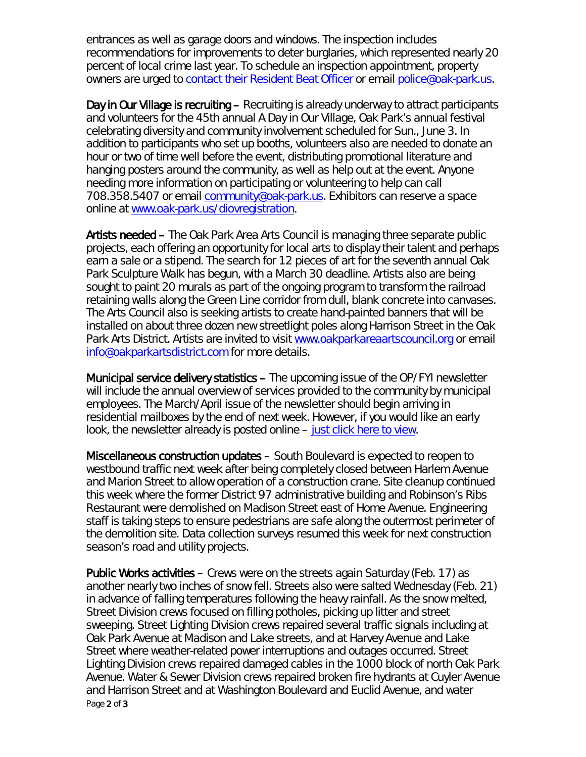entrances as well as garage doors and windows. The inspection includes recommendations for improvements to deter burglaries, which represented nearly 20 percent of local crime last year. To schedule an inspection appointment, property owners are urged to [contact their Resident Beat Officer]() or email [police@oak-park.us](mailto:police@oak-park.us).

**Day in Our Village is recruiting** – Recruiting is already underway to attract participants and volunteers for the 45th annual A Day in Our Village, Oak Park's annual festival celebrating diversity and community involvement scheduled for Sun., June 3. In addition to participants who set up booths, volunteers also are needed to donate an hour or two of time well before the event, distributing promotional literature and hanging posters around the community, as well as help out at the event. Anyone needing more information on participating or volunteering to help can call 708.358.5407 or email [community@oak-park.us](mailto:community@oak-park.us). Exhibitors can reserve a space online at [www.oak-park.us/diovregistration](http://www.oak-park.us/diovregistration).

**Artists needed** – The Oak Park Area Arts Council is managing three separate public projects, each offering an opportunity for local arts to display their talent and perhaps earn a sale or a stipend. The search for 12 pieces of art for the seventh annual Oak Park Sculpture Walk has begun, with a March 30 deadline. Artists also are being sought to paint 20 murals as part of the ongoing program to transform the railroad retaining walls along the Green Line corridor from dull, blank concrete into canvases. The Arts Council also is seeking artists to create hand-painted banners that will be installed on about three dozen new streetlight poles along Harrison Street in the Oak Park Arts District. Artists are invited to visit [www.oakparkareaartscouncil.org](http://www.oakparkareaartscouncil.org) or email [info@oakparkartsdistrict.com](mailto:info@oakparkartsdistrict.com) for more details.

**Municipal service delivery statistics** – The upcoming issue of the OP/FYI newsletter will include the annual overview of services provided to the community by municipal employees. The March/April issue of the newsletter should begin arriving in residential mailboxes by the end of next week. However, if you would like an early look, the newsletter already is posted online – [just click here to view]().

**Miscellaneous construction updates** – South Boulevard is expected to reopen to westbound traffic next week after being completely closed between Harlem Avenue and Marion Street to allow operation of a construction crane. Site cleanup continued this week where the former District 97 administrative building and Robinson's Ribs Restaurant were demolished on Madison Street east of Home Avenue. Engineering staff is taking steps to ensure pedestrians are safe along the outermost perimeter of the demolition site. Data collection surveys resumed this week for next construction season's road and utility projects.

**Public Works activities** – Crews were on the streets again Saturday (Feb. 17) as another nearly two inches of snow fell. Streets also were salted Wednesday (Feb. 21) in advance of falling temperatures following the heavy rainfall. As the snow melted, Street Division crews focused on filling potholes, picking up litter and street sweeping. Street Lighting Division crews repaired several traffic signals including at Oak Park Avenue at Madison and Lake streets, and at Harvey Avenue and Lake Street where weather-related power interruptions and outages occurred. Street Lighting Division crews repaired damaged cables in the 1000 block of north Oak Park Avenue. Water & Sewer Division crews repaired broken fire hydrants at Cuyler Avenue and Harrison Street and at Washington Boulevard and Euclid Avenue, and water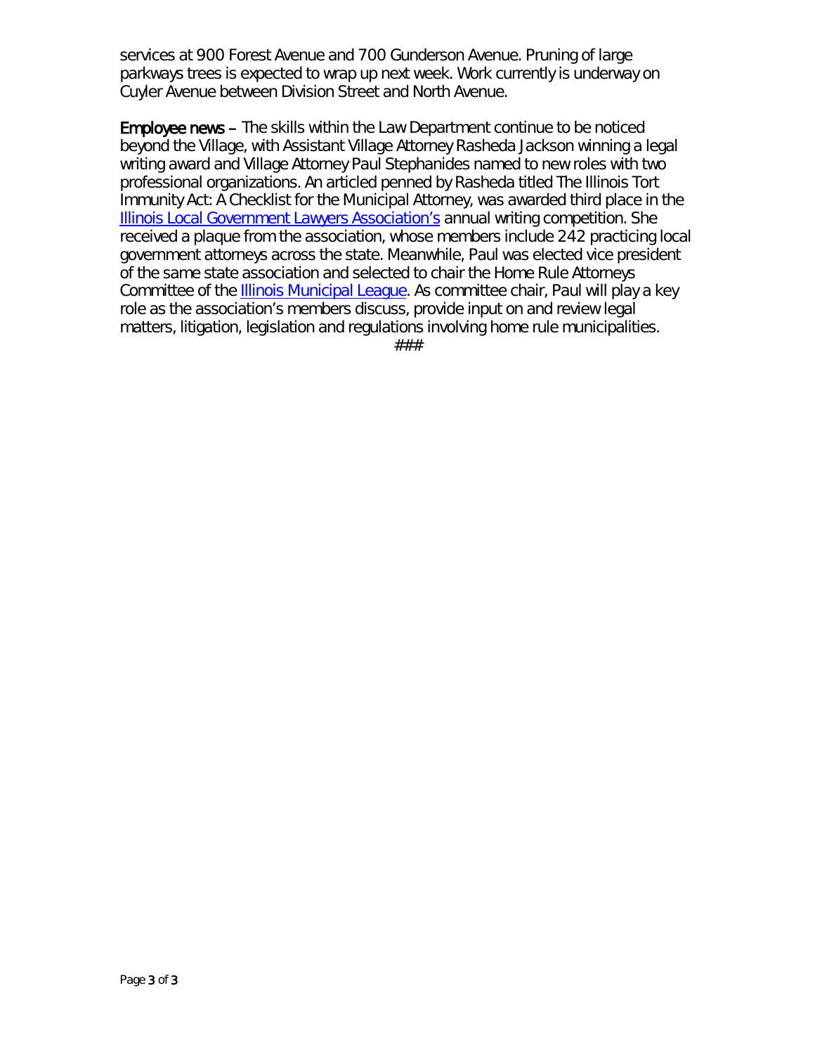services at 900 Forest Avenue and 700 Gunderson Avenue. Pruning of large parkways trees is expected to wrap up next week. Work currently is underway on Cuyler Avenue between Division Street and North Avenue.

**Employee news** – The skills within the Law Department continue to be noticed beyond the Village, with Assistant Village Attorney Rasheda Jackson winning a legal writing award and Village Attorney Paul Stephanides named to new roles with two professional organizations. An articled penned by Rasheda titled The Illinois Tort Immunity Act: A Checklist for the Municipal Attorney, was awarded third place in the Illinois Local Government Lawyers Association's annual writing competition. She received a plaque from the association, whose members include 242 practicing local government attorneys across the state. Meanwhile, Paul was elected vice president of the same state association and selected to chair the Home Rule Attorneys Committee of the Illinois Municipal League. As committee chair, Paul will play a key role as the association's members discuss, provide input on and review legal matters, litigation, legislation and regulations involving home rule municipalities.

###